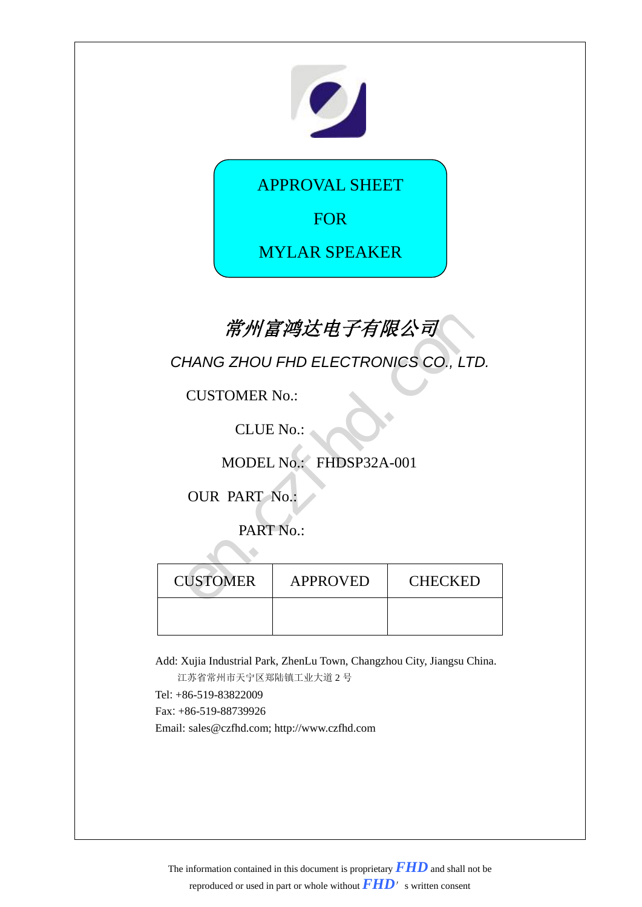# APPROVAL SHEET

# FOR

# MYLAR SPEAKER

*常州富鸿达电子有限公司*

*CHANG ZHOU FHD ELECTRONICS CO., LTD.*

CUSTOMER No.:

CLUE No.:

MODEL No.: FHDSP32A-001

OUR PART No.:

PART No.:

| CUSTOMER | APPROVED | CHECKED |
|---|---|---|
| | | |

Add: Xujia Industrial Park, ZhenLu Town, Changzhou City, Jiangsu China.

江苏省常州市天宁区郑陆镇工业大道 2 号

Tel: +86-519-83822009

Fax: +86-519-88739926

Email: sales@czfhd.com; http://www.czfhd.com

The information contained in this document is proprietary ***FHD*** and shall not be reproduced or used in part or whole without ***FHD'*** s written consent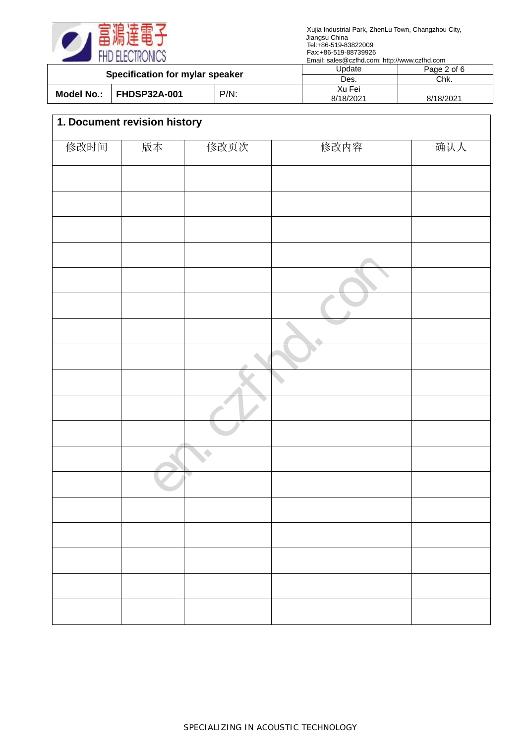## 1. Document revision history

| 修改时间 | 版本 | 修改页次 | 修改内容 | 确认人 |
|---|---|---|---|---|
| | | | | |
| | | | | |
| | | | | |
| | | | | |
| | | | | |
| | | | | |
| | | | | |
| | | | | |
| | | | | |
| | | | | |
| | | | | |
| | | | | |
| | | | | |
| | | | | |
| | | | | |
| | | | | |
| | | | | |
| | | | | |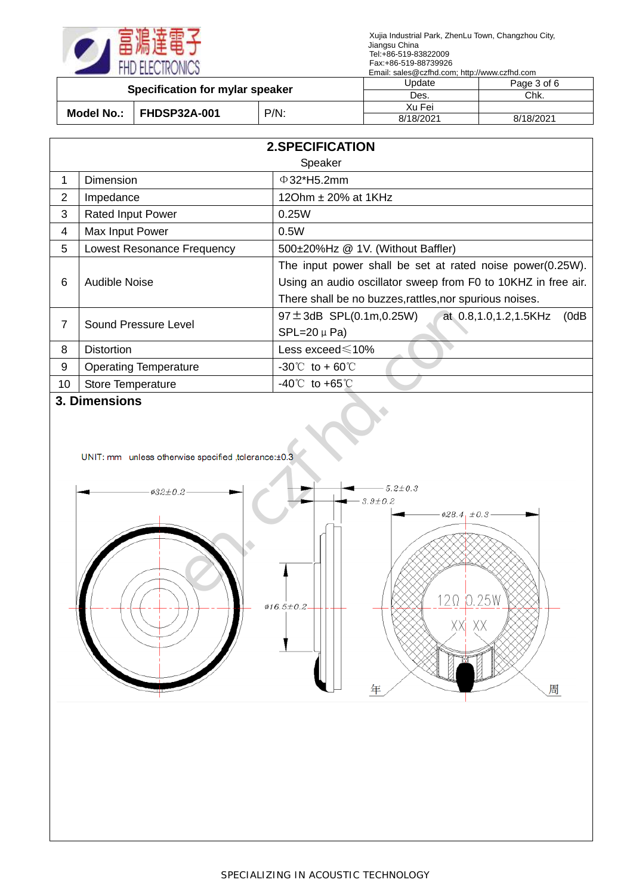| Specification for mylar speaker | | | Update | Page 3 of 6 |
|---|---|---|---|---|
| | | | Des. | Chk. |
| Model No.: | FHDSP32A-001 | P/N: | Xu Fei | |
| | | | 8/18/2021 | 8/18/2021 |

## 2.SPECIFICATION

Speaker

| | | |
|---|---|---|
| 1 | Dimension | Φ32*H5.2mm |
| 2 | Impedance | 12Ohm ± 20% at 1KHz |
| 3 | Rated Input Power | 0.25W |
| 4 | Max Input Power | 0.5W |
| 5 | Lowest Resonance Frequency | 500±20%Hz @ 1V. (Without Baffler) |
| 6 | Audible Noise | The input power shall be set at rated noise power(0.25W). Using an audio oscillator sweep from F0 to 10KHZ in free air. There shall be no buzzes,rattles,nor spurious noises. |
| 7 | Sound Pressure Level | 97±3dB SPL(0.1m,0.25W) at 0.8,1.0,1.2,1.5KHz (0dB SPL=20μPa) |
| 8 | Distortion | Less exceed≤10% |
| 9 | Operating Temperature | -30℃ to + 60℃ |
| 10 | Store Temperature | -40℃ to +65℃ |

## 3. Dimensions

UNIT: mm unless otherwise specified ,tolerance:±0.3

ø32±0.2

5.2±0.3

3.9±0.2

ø28.4 ±0.3

ø16.5±0.2

12Ω 0.25W

XX XX

年 周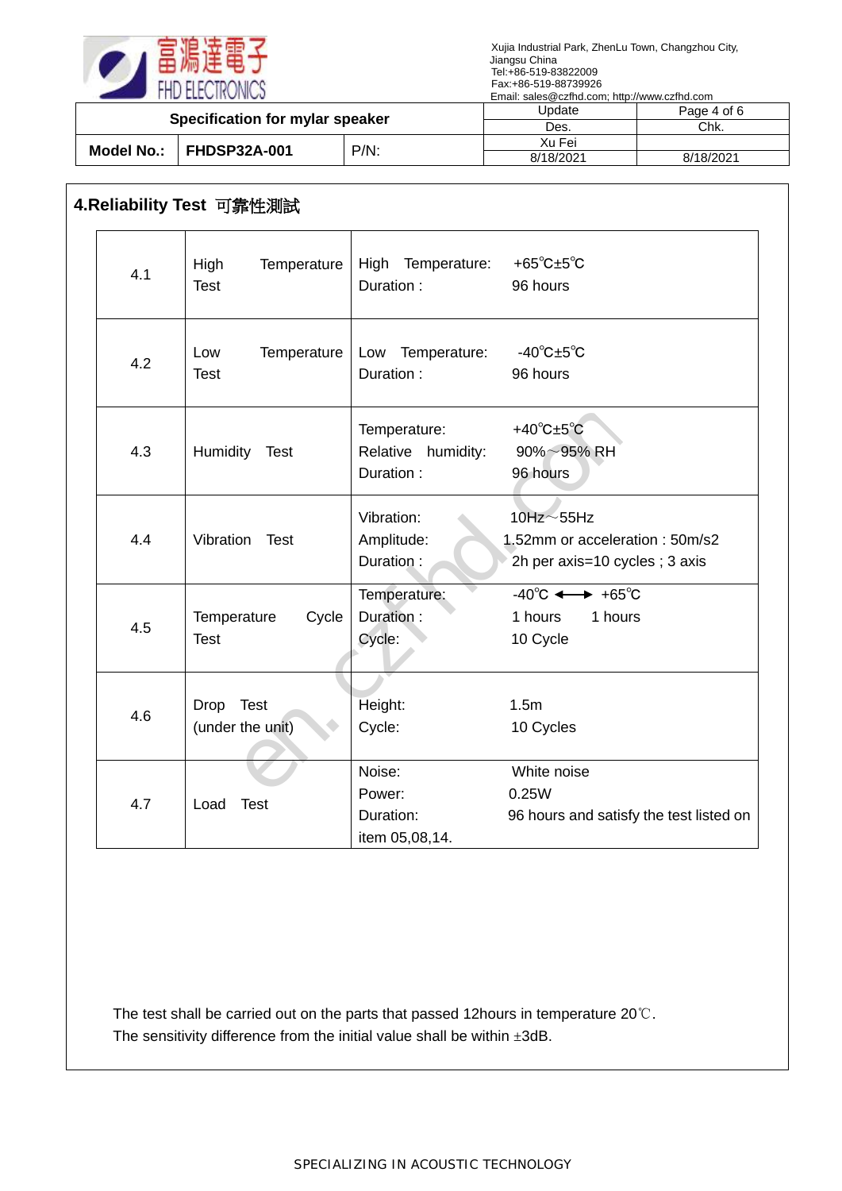| Specification for mylar speaker | | | Update | Page 4 of 6 |
|---|---|---|---|---|
| | | | Des. | Chk. |
| Model No.: | FHDSP32A-001 | P/N: | Xu Fei | |
| | | | 8/18/2021 | 8/18/2021 |

## 4.Reliability Test 可靠性測試

| | | |
|---|---|---|
| 4.1 | High Temperature Test | High Temperature: +65℃±5℃<br>Duration : 96 hours |
| 4.2 | Low Temperature Test | Low Temperature: -40℃±5℃<br>Duration : 96 hours |
| 4.3 | Humidity Test | Temperature: +40℃±5℃<br>Relative humidity: 90%～95% RH<br>Duration : 96 hours |
| 4.4 | Vibration Test | Vibration: 10Hz～55Hz<br>Amplitude: 1.52mm or acceleration : 50m/s2<br>Duration : 2h per axis=10 cycles ; 3 axis |
| 4.5 | Temperature Cycle Test | Temperature: -40℃ ⟷ +65℃<br>Duration : 1 hours 1 hours<br>Cycle: 10 Cycle |
| 4.6 | Drop Test (under the unit) | Height: 1.5m<br>Cycle: 10 Cycles |
| 4.7 | Load Test | Noise: White noise<br>Power: 0.25W<br>Duration: 96 hours and satisfy the test listed on item 05,08,14. |

The test shall be carried out on the parts that passed 12hours in temperature 20℃.
The sensitivity difference from the initial value shall be within ±3dB.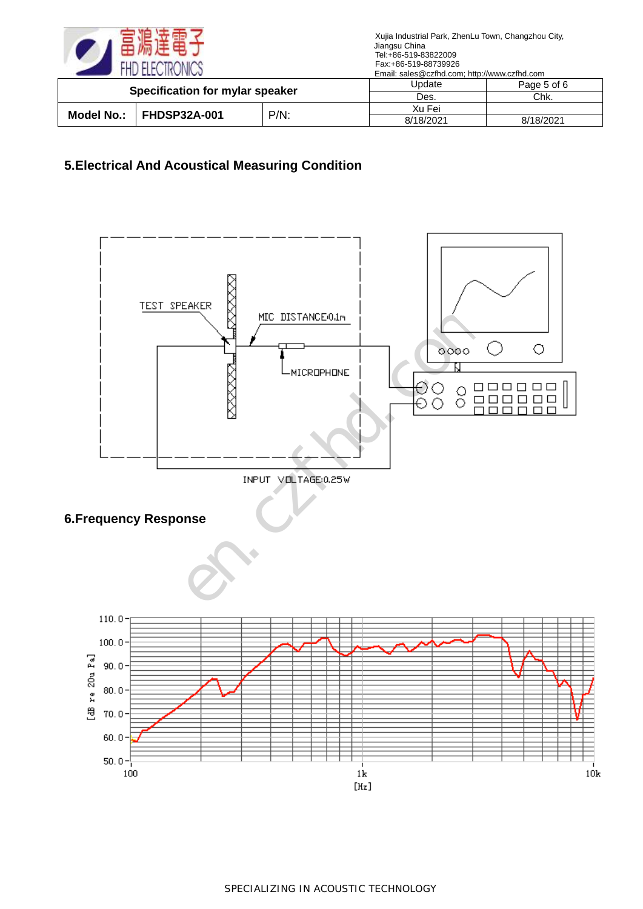| Specification for mylar speaker | | | Update | Page 5 of 6 |
|---|---|---|---|---|
| | | | Des. | Chk. |
| Model No.: | FHDSP32A-001 | P/N: | Xu Fei | |
| | | | 8/18/2021 | 8/18/2021 |

## 5.Electrical And Acoustical Measuring Condition

TEST SPEAKER

MIC DISTANCE:0.1m

MICROPHONE

INPUT VOLTAGE:0.25W

## 6.Frequency Response

[dB re 20u Pa]

110.0, 100.0, 90.0, 80.0, 70.0, 60.0, 50.0

100, 1k, 10k

[Hz]

SPECIALIZING IN ACOUSTIC TECHNOLOGY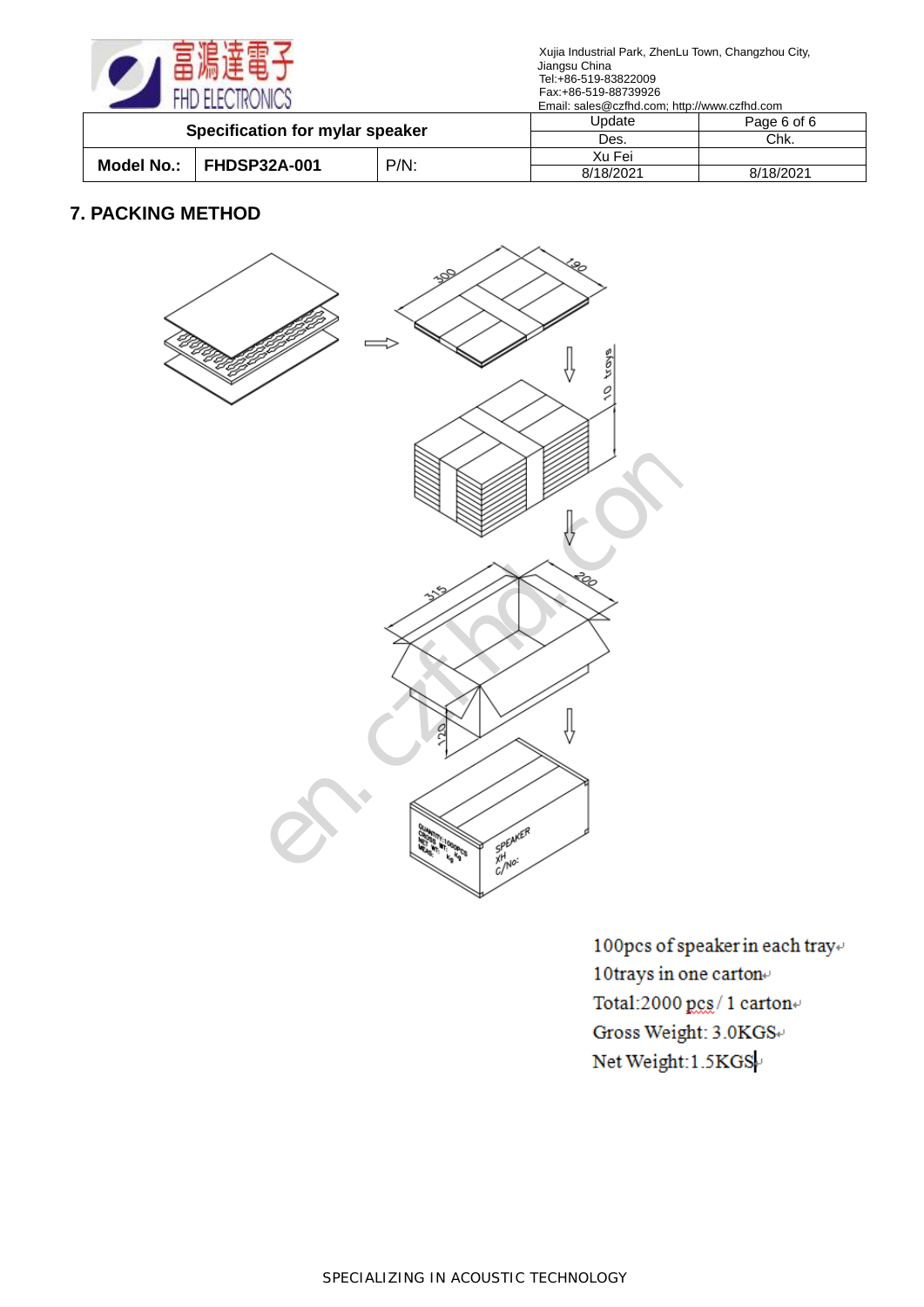| Specification for mylar speaker | | | Update | Page 6 of 6 |
|---|---|---|---|---|
| | | | Des. | Chk. |
| Model No.: | FHDSP32A-001 | P/N: | Xu Fei | |
| | | | 8/18/2021 | 8/18/2021 |

## 7. PACKING METHOD

300
190
10 trays
315
200
120

QUANTITY: 1000PCS
GROSS WT: kg
NET WT: kg
MEAS:

SPEAKER
XH
C/No:

100pcs of speaker in each tray
10trays in one carton
Total:2000 pcs / 1 carton
Gross Weight: 3.0KGS
Net Weight:1.5KGS